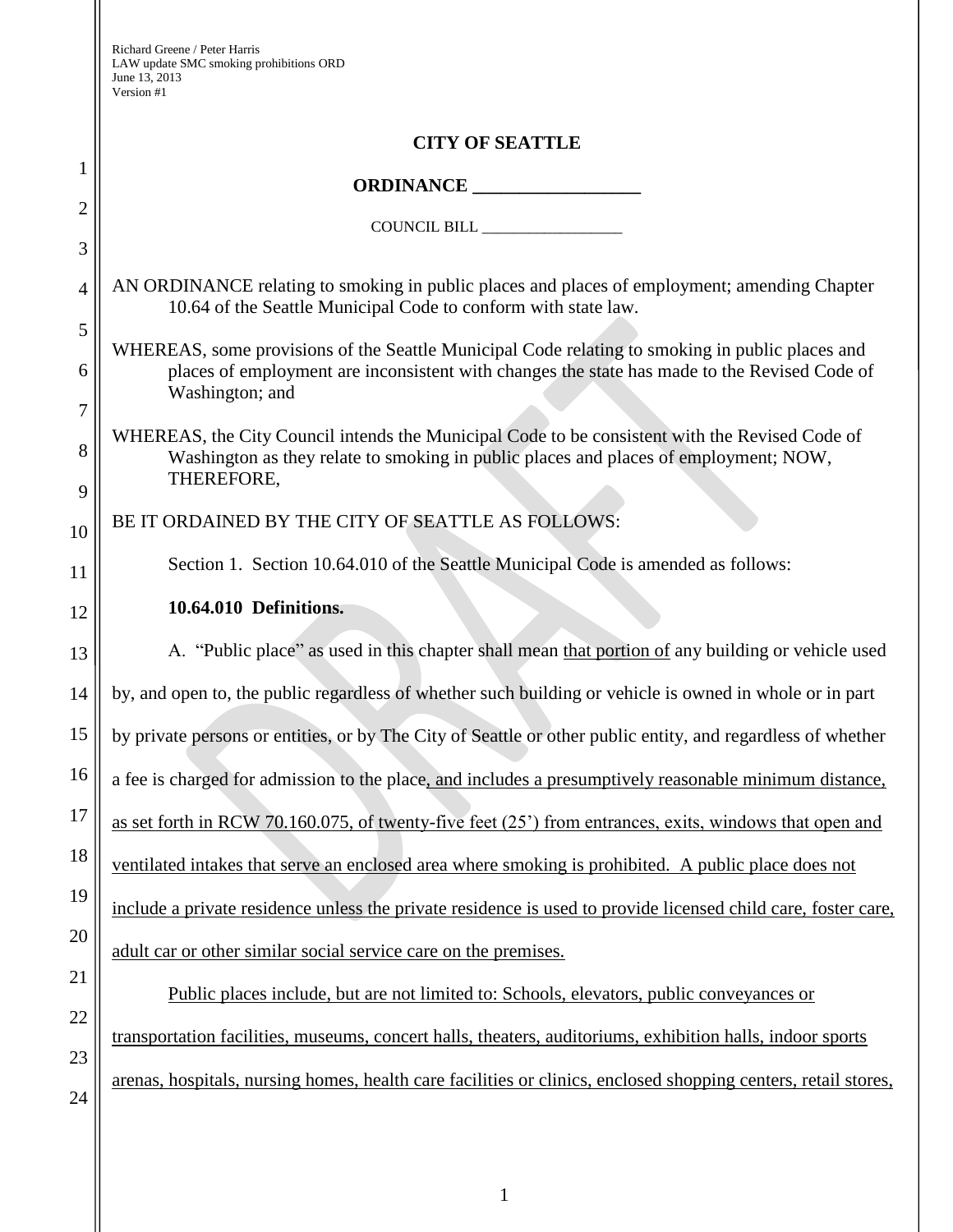Richard Greene / Peter Harris
LAW update SMC smoking prohibitions ORD
June 13, 2013
Version #1

**CITY OF SEATTLE**

**ORDINANCE __________________**

COUNCIL BILL __________________

AN ORDINANCE relating to smoking in public places and places of employment; amending Chapter 10.64 of the Seattle Municipal Code to conform with state law.

WHEREAS, some provisions of the Seattle Municipal Code relating to smoking in public places and places of employment are inconsistent with changes the state has made to the Revised Code of Washington; and

WHEREAS, the City Council intends the Municipal Code to be consistent with the Revised Code of Washington as they relate to smoking in public places and places of employment; NOW, THEREFORE,

BE IT ORDAINED BY THE CITY OF SEATTLE AS FOLLOWS:

Section 1. Section 10.64.010 of the Seattle Municipal Code is amended as follows:

**10.64.010 Definitions.**

A. "Public place" as used in this chapter shall mean <u>that portion of</u> any building or vehicle used by, and open to, the public regardless of whether such building or vehicle is owned in whole or in part by private persons or entities, or by The City of Seattle or other public entity, and regardless of whether a fee is charged for admission to the place<u>, and includes a presumptively reasonable minimum distance, as set forth in RCW 70.160.075, of twenty-five feet (25') from entrances, exits, windows that open and ventilated intakes that serve an enclosed area where smoking is prohibited. A public place does not include a private residence unless the private residence is used to provide licensed child care, foster care, adult car or other similar social service care on the premises.</u>

<u>Public places include, but are not limited to: Schools, elevators, public conveyances or transportation facilities, museums, concert halls, theaters, auditoriums, exhibition halls, indoor sports arenas, hospitals, nursing homes, health care facilities or clinics, enclosed shopping centers, retail stores,</u>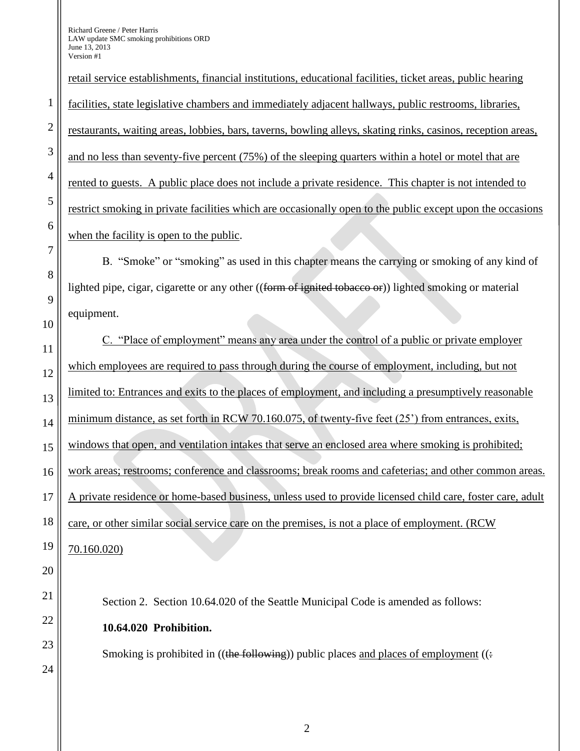retail service establishments, financial institutions, educational facilities, ticket areas, public hearing facilities, state legislative chambers and immediately adjacent hallways, public restrooms, libraries, restaurants, waiting areas, lobbies, bars, taverns, bowling alleys, skating rinks, casinos, reception areas, and no less than seventy-five percent (75%) of the sleeping quarters within a hotel or motel that are rented to guests. A public place does not include a private residence. This chapter is not intended to restrict smoking in private facilities which are occasionally open to the public except upon the occasions when the facility is open to the public.

B. "Smoke" or "smoking" as used in this chapter means the carrying or smoking of any kind of lighted pipe, cigar, cigarette or any other ((~~form of ignited tobacco or~~)) lighted smoking or material equipment.

C. "Place of employment" means any area under the control of a public or private employer which employees are required to pass through during the course of employment, including, but not limited to: Entrances and exits to the places of employment, and including a presumptively reasonable minimum distance, as set forth in RCW 70.160.075, of twenty-five feet (25') from entrances, exits, windows that open, and ventilation intakes that serve an enclosed area where smoking is prohibited; work areas; restrooms; conference and classrooms; break rooms and cafeterias; and other common areas. A private residence or home-based business, unless used to provide licensed child care, foster care, adult care, or other similar social service care on the premises, is not a place of employment. (RCW 70.160.020)

Section 2. Section 10.64.020 of the Seattle Municipal Code is amended as follows:

**10.64.020 Prohibition.**

Smoking is prohibited in ((~~the following~~)) public places and places of employment ((~~:~~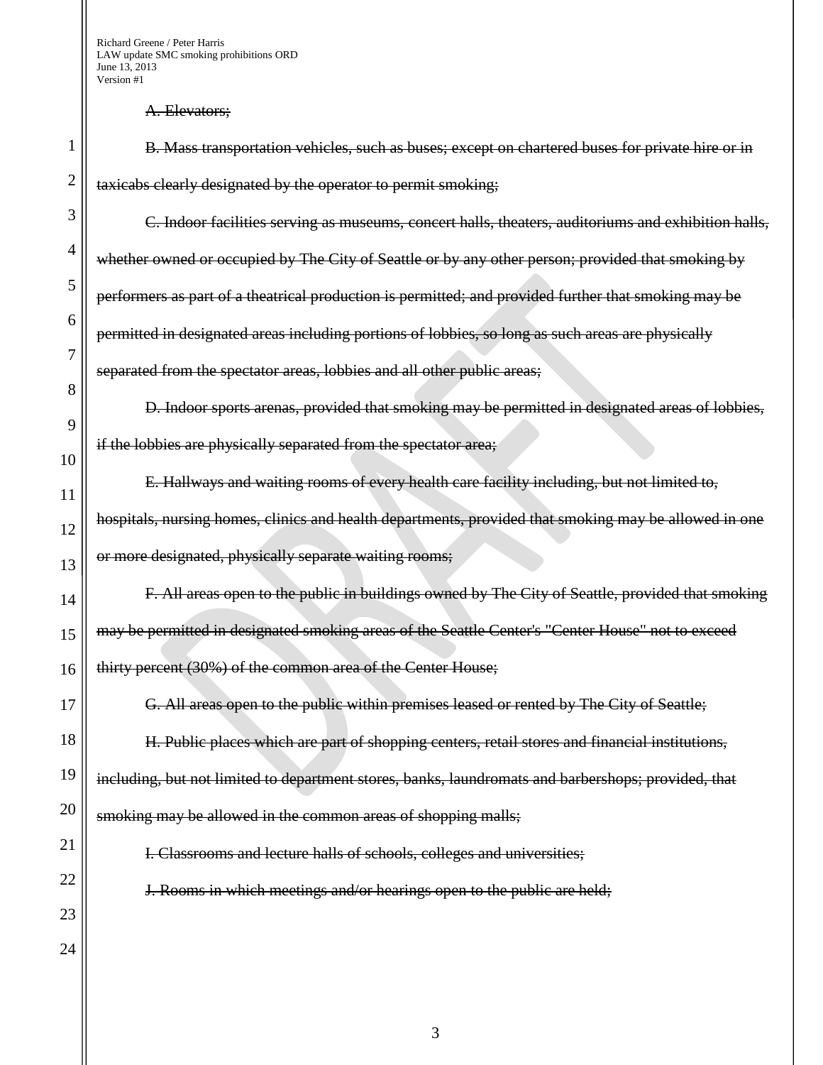~~A. Elevators;~~

~~B. Mass transportation vehicles, such as buses; except on chartered buses for private hire or in taxicabs clearly designated by the operator to permit smoking;~~

~~C. Indoor facilities serving as museums, concert halls, theaters, auditoriums and exhibition halls, whether owned or occupied by The City of Seattle or by any other person; provided that smoking by performers as part of a theatrical production is permitted; and provided further that smoking may be permitted in designated areas including portions of lobbies, so long as such areas are physically separated from the spectator areas, lobbies and all other public areas;~~

~~D. Indoor sports arenas, provided that smoking may be permitted in designated areas of lobbies, if the lobbies are physically separated from the spectator area;~~

~~E. Hallways and waiting rooms of every health care facility including, but not limited to, hospitals, nursing homes, clinics and health departments, provided that smoking may be allowed in one or more designated, physically separate waiting rooms;~~

~~F. All areas open to the public in buildings owned by The City of Seattle, provided that smoking may be permitted in designated smoking areas of the Seattle Center's "Center House" not to exceed thirty percent (30%) of the common area of the Center House;~~

~~G. All areas open to the public within premises leased or rented by The City of Seattle;~~

~~H. Public places which are part of shopping centers, retail stores and financial institutions, including, but not limited to department stores, banks, laundromats and barbershops; provided, that smoking may be allowed in the common areas of shopping malls;~~

~~I. Classrooms and lecture halls of schools, colleges and universities;~~

~~J. Rooms in which meetings and/or hearings open to the public are held;~~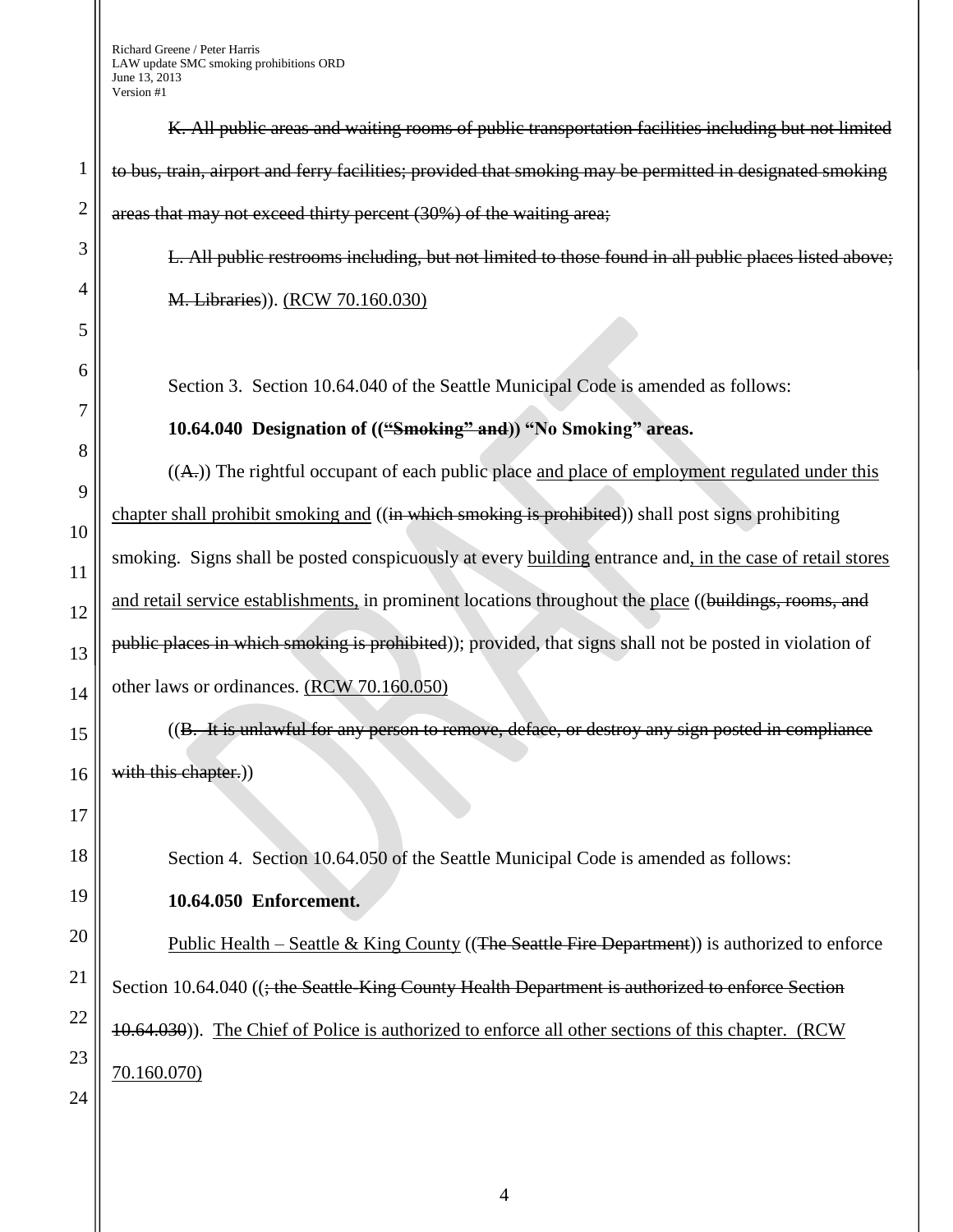~~K. All public areas and waiting rooms of public transportation facilities including but not limited to bus, train, airport and ferry facilities; provided that smoking may be permitted in designated smoking areas that may not exceed thirty percent (30%) of the waiting area;~~

~~L. All public restrooms including, but not limited to those found in all public places listed above;~~

~~M. Libraries~~)). <u>(RCW 70.160.030)</u>

Section 3. Section 10.64.040 of the Seattle Municipal Code is amended as follows:

**10.64.040 Designation of ((~~"Smoking" and~~)) "No Smoking" areas.**

((~~A.~~)) The rightful occupant of each public place <u>and place of employment regulated under this chapter shall prohibit smoking and</u> ((~~in which smoking is prohibited~~)) shall post signs prohibiting smoking. Signs shall be posted conspicuously at every <u>building</u> entrance and<u>, in the case of retail stores and retail service establishments,</u> in prominent locations throughout the <u>place</u> ((~~buildings, rooms, and public places in which smoking is prohibited~~)); provided, that signs shall not be posted in violation of other laws or ordinances. <u>(RCW 70.160.050)</u>

((~~B. It is unlawful for any person to remove, deface, or destroy any sign posted in compliance with this chapter.~~))

Section 4. Section 10.64.050 of the Seattle Municipal Code is amended as follows:

**10.64.050 Enforcement.**

<u>Public Health – Seattle & King County</u> ((~~The Seattle Fire Department~~)) is authorized to enforce Section 10.64.040 ((~~; the Seattle-King County Health Department is authorized to enforce Section 10.64.030~~)). <u>The Chief of Police is authorized to enforce all other sections of this chapter. (RCW 70.160.070)</u>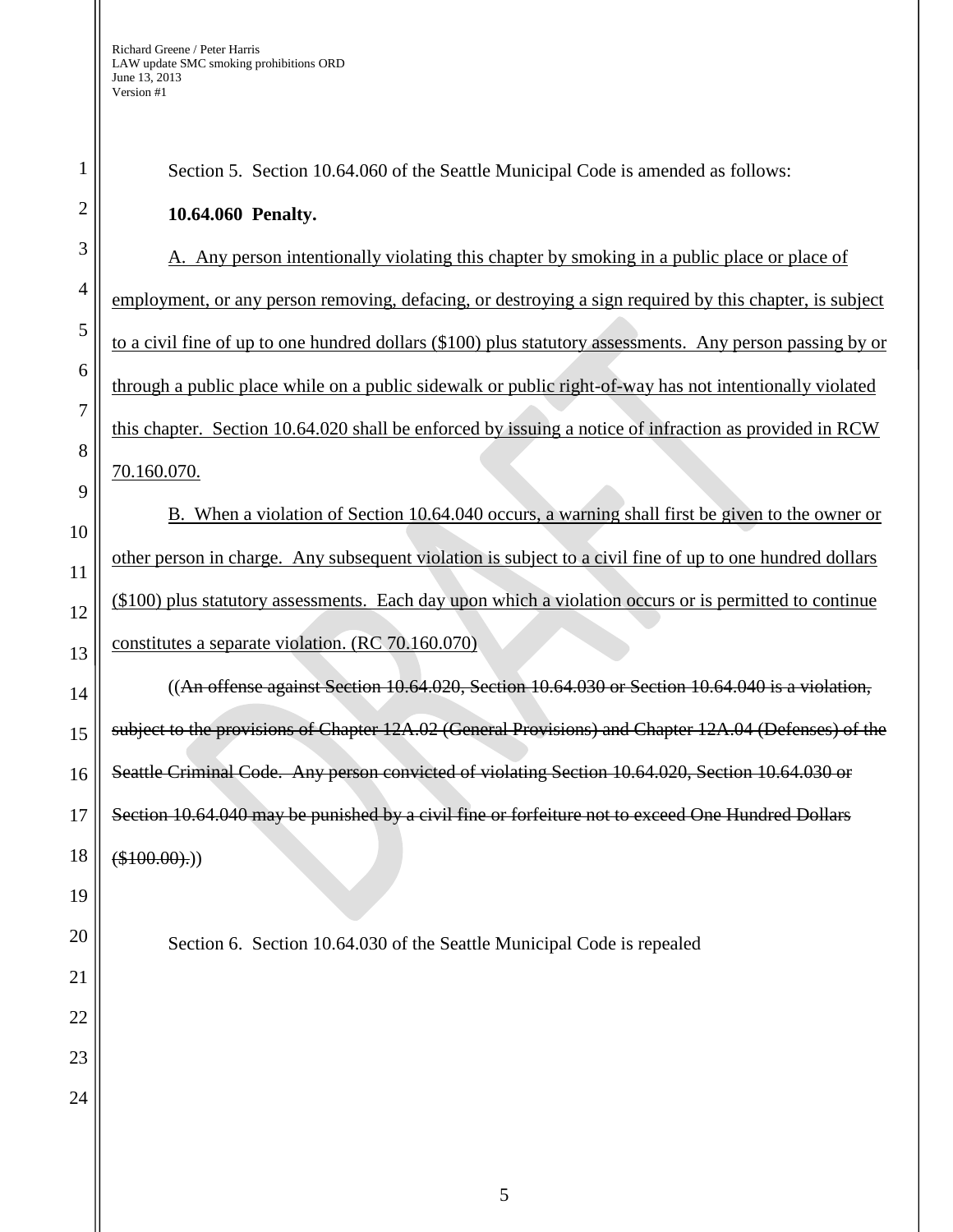Section 5. Section 10.64.060 of the Seattle Municipal Code is amended as follows:

**10.64.060 Penalty.**

<u>A. Any person intentionally violating this chapter by smoking in a public place or place of employment, or any person removing, defacing, or destroying a sign required by this chapter, is subject to a civil fine of up to one hundred dollars ($100) plus statutory assessments. Any person passing by or through a public place while on a public sidewalk or public right-of-way has not intentionally violated this chapter. Section 10.64.020 shall be enforced by issuing a notice of infraction as provided in RCW 70.160.070.</u>

<u>B. When a violation of Section 10.64.040 occurs, a warning shall first be given to the owner or other person in charge. Any subsequent violation is subject to a civil fine of up to one hundred dollars ($100) plus statutory assessments. Each day upon which a violation occurs or is permitted to continue constitutes a separate violation. (RC 70.160.070)</u>

((~~An offense against Section 10.64.020, Section 10.64.030 or Section 10.64.040 is a violation, subject to the provisions of Chapter 12A.02 (General Provisions) and Chapter 12A.04 (Defenses) of the Seattle Criminal Code. Any person convicted of violating Section 10.64.020, Section 10.64.030 or Section 10.64.040 may be punished by a civil fine or forfeiture not to exceed One Hundred Dollars ($100.00).~~))

Section 6. Section 10.64.030 of the Seattle Municipal Code is repealed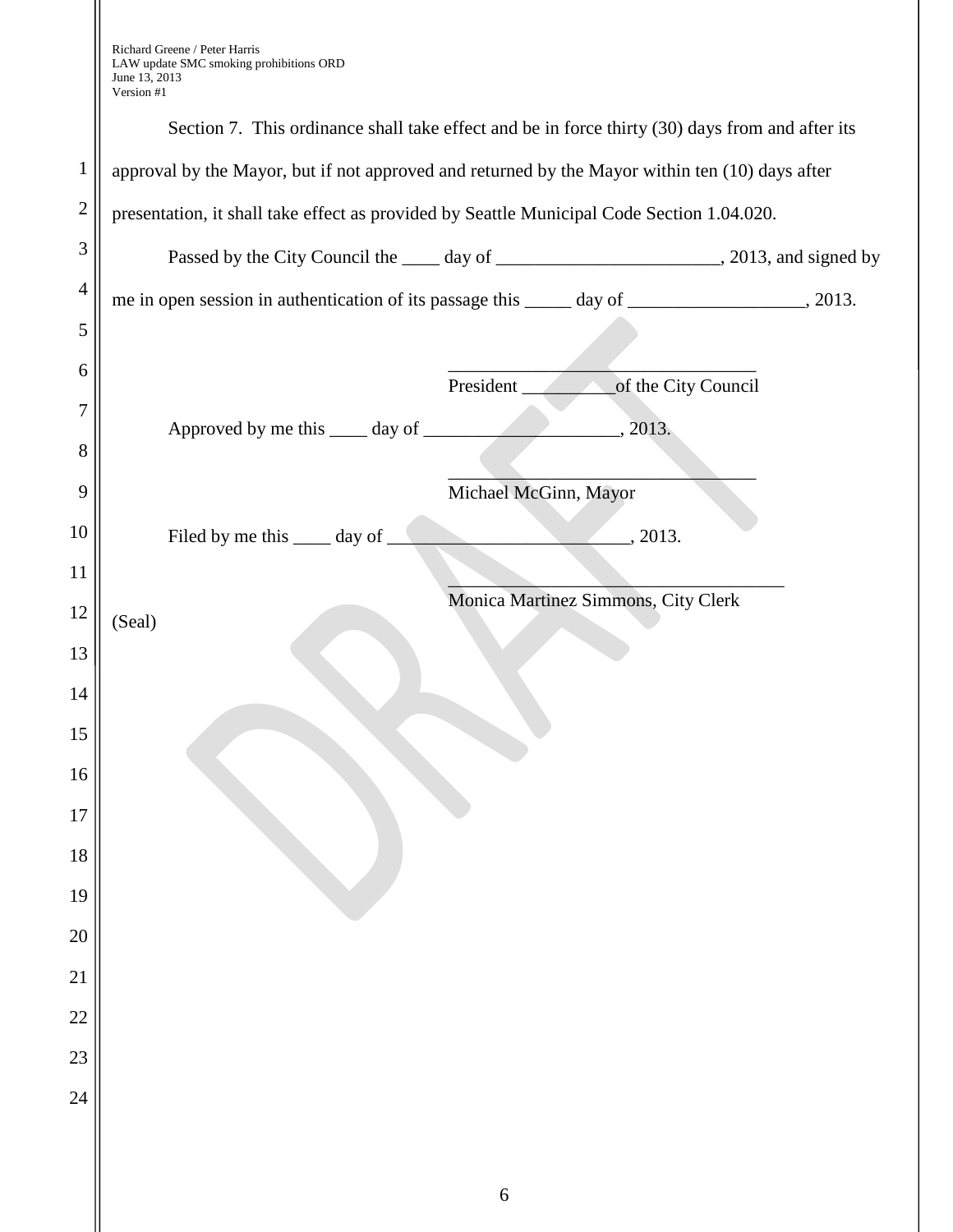Section 7. This ordinance shall take effect and be in force thirty (30) days from and after its approval by the Mayor, but if not approved and returned by the Mayor within ten (10) days after presentation, it shall take effect as provided by Seattle Municipal Code Section 1.04.020.

Passed by the City Council the ____ day of ________________________, 2013, and signed by me in open session in authentication of its passage this _____ day of ___________________, 2013.

_________________________________
President __________of the City Council

Approved by me this ____ day of _____________________, 2013.

_________________________________
Michael McGinn, Mayor

Filed by me this ____ day of __________________________, 2013.

____________________________________
Monica Martinez Simmons, City Clerk

(Seal)